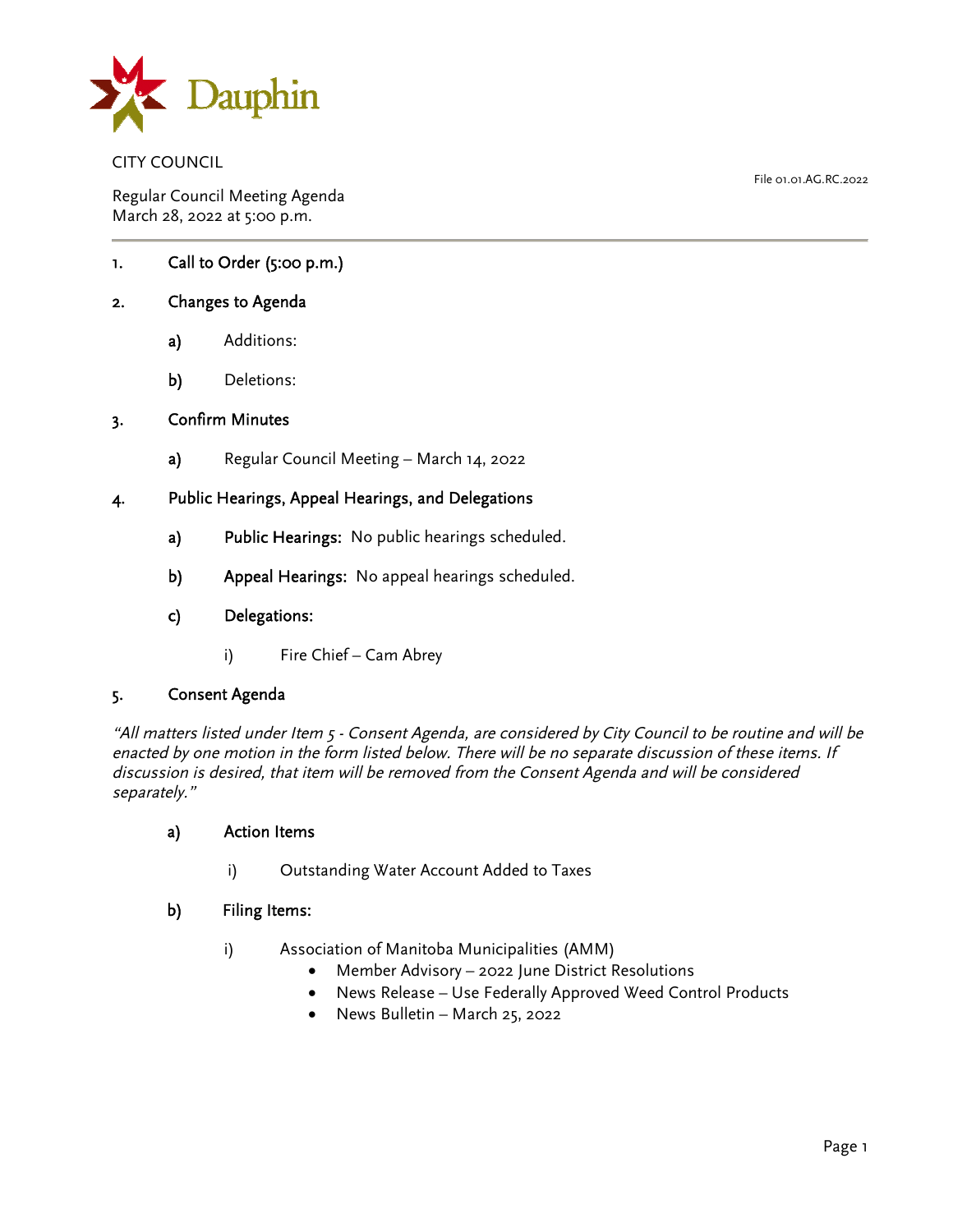Dauphin

CITY COUNCIL

File 01.01.AG.RC.2022

Regular Council Meeting Agenda
March 28, 2022 at 5:00 p.m.

---

1. **Call to Order (5:00 p.m.)**

2. **Changes to Agenda**

   a) Additions:

   b) Deletions:

3. **Confirm Minutes**

   a) Regular Council Meeting – March 14, 2022

4. **Public Hearings, Appeal Hearings, and Delegations**

   a) **Public Hearings:** No public hearings scheduled.

   b) **Appeal Hearings:** No appeal hearings scheduled.

   c) **Delegations:**

      i) Fire Chief – Cam Abrey

5. **Consent Agenda**

*"All matters listed under Item 5 - Consent Agenda, are considered by City Council to be routine and will be enacted by one motion in the form listed below. There will be no separate discussion of these items. If discussion is desired, that item will be removed from the Consent Agenda and will be considered separately."*

   a) **Action Items**

      i) Outstanding Water Account Added to Taxes

   b) **Filing Items:**

      i) Association of Manitoba Municipalities (AMM)
         - Member Advisory – 2022 June District Resolutions
         - News Release – Use Federally Approved Weed Control Products
         - News Bulletin – March 25, 2022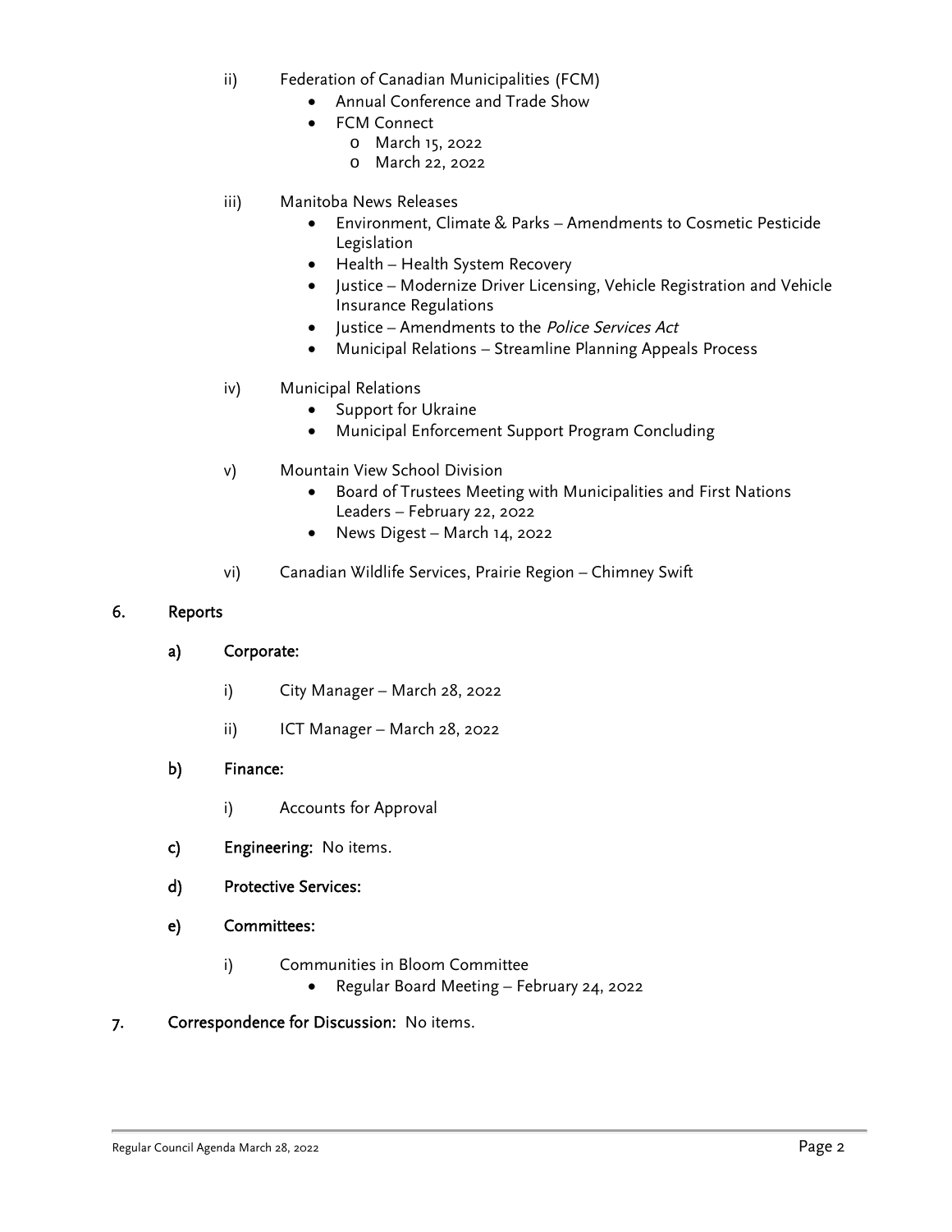ii) Federation of Canadian Municipalities (FCM)
- Annual Conference and Trade Show
- FCM Connect
  - March 15, 2022
  - March 22, 2022

iii) Manitoba News Releases
- Environment, Climate & Parks – Amendments to Cosmetic Pesticide Legislation
- Health – Health System Recovery
- Justice – Modernize Driver Licensing, Vehicle Registration and Vehicle Insurance Regulations
- Justice – Amendments to the *Police Services Act*
- Municipal Relations – Streamline Planning Appeals Process

iv) Municipal Relations
- Support for Ukraine
- Municipal Enforcement Support Program Concluding

v) Mountain View School Division
- Board of Trustees Meeting with Municipalities and First Nations Leaders – February 22, 2022
- News Digest – March 14, 2022

vi) Canadian Wildlife Services, Prairie Region – Chimney Swift

## 6. Reports

### a) Corporate:

i) City Manager – March 28, 2022

ii) ICT Manager – March 28, 2022

### b) Finance:

i) Accounts for Approval

### c) Engineering: No items.

### d) Protective Services:

### e) Committees:

i) Communities in Bloom Committee
- Regular Board Meeting – February 24, 2022

## 7. Correspondence for Discussion: No items.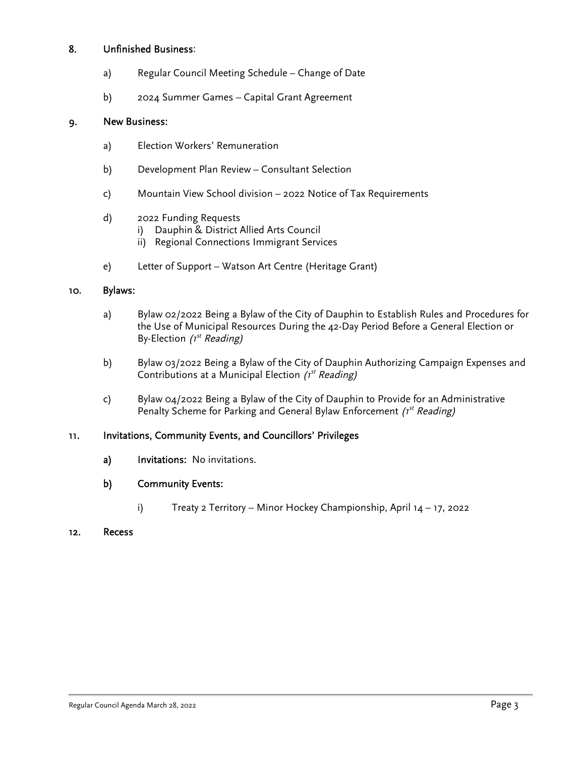## 8. Unfinished Business:

a) Regular Council Meeting Schedule – Change of Date

b) 2024 Summer Games – Capital Grant Agreement

## 9. New Business:

a) Election Workers' Remuneration

b) Development Plan Review – Consultant Selection

c) Mountain View School division – 2022 Notice of Tax Requirements

d) 2022 Funding Requests
   i) Dauphin & District Allied Arts Council
   ii) Regional Connections Immigrant Services

e) Letter of Support – Watson Art Centre (Heritage Grant)

## 10. Bylaws:

a) Bylaw 02/2022 Being a Bylaw of the City of Dauphin to Establish Rules and Procedures for the Use of Municipal Resources During the 42-Day Period Before a General Election or By-Election *(1st Reading)*

b) Bylaw 03/2022 Being a Bylaw of the City of Dauphin Authorizing Campaign Expenses and Contributions at a Municipal Election *(1st Reading)*

c) Bylaw 04/2022 Being a Bylaw of the City of Dauphin to Provide for an Administrative Penalty Scheme for Parking and General Bylaw Enforcement *(1st Reading)*

## 11. Invitations, Community Events, and Councillors' Privileges

**a) Invitations:** No invitations.

**b) Community Events:**

i) Treaty 2 Territory – Minor Hockey Championship, April 14 – 17, 2022

## 12. Recess